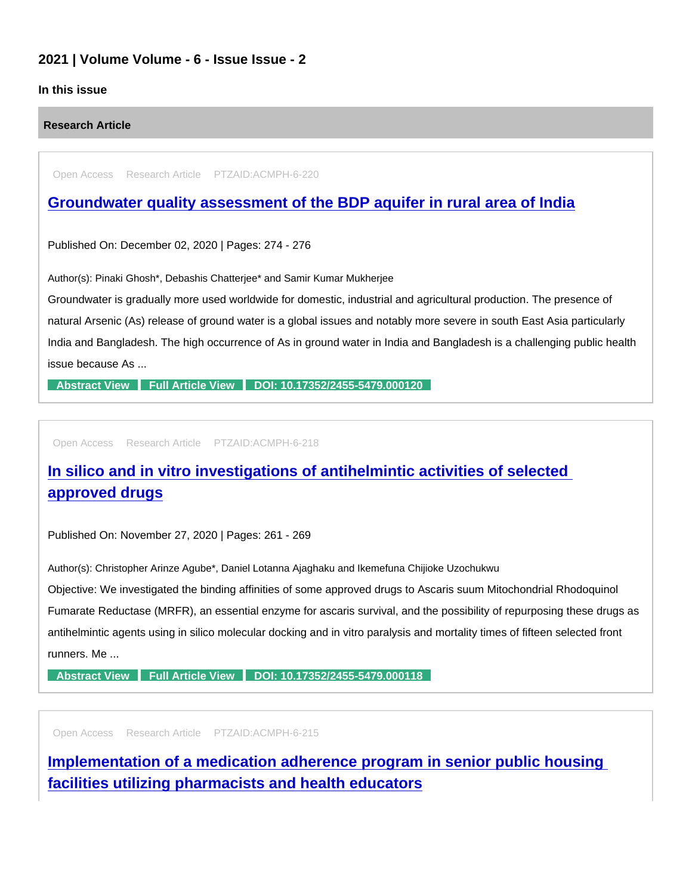## 2021 | Volume Volume - 6 - Issue Issue - 2

### In this issue

#### Research Article

Open Access Research Article PTZAID:ACMPH-6-220

### Groundwater quality assessment of the BDP aquifer in rural area of India

Published On: December 02, 2020 | Pages: 274 - 276

Author(s): Pinaki Ghosh*, Debashis Chatterjee* and Samir Kumar Mukherjee

Groundwater is gradually more used worldwide for domestic, industrial and agricultural production. The presence of natural Arsenic (As) release of ground water is a global issues and notably more severe in south East Asia particularly India and Bangladesh. The high occurrence of As in ground water in India and Bangladesh is a challenging public health issue because As ...

Abstract View | Full Article View | DOI: 10.17352/2455-5479.000120

Open Access Research Article PTZAID:ACMPH-6-218

### In silico and in vitro investigations of antihelmintic activities of selected approved drugs

Published On: November 27, 2020 | Pages: 261 - 269

Author(s): Christopher Arinze Agube*, Daniel Lotanna Ajaghaku and Ikemefuna Chijioke Uzochukwu

Objective: We investigated the binding affinities of some approved drugs to Ascaris suum Mitochondrial Rhodoquinol Fumarate Reductase (MRFR), an essential enzyme for ascaris survival, and the possibility of repurposing these drugs as antihelmintic agents using in silico molecular docking and in vitro paralysis and mortality times of fifteen selected front runners. Me ...

Abstract View | Full Article View | DOI: 10.17352/2455-5479.000118

Open Access Research Article PTZAID:ACMPH-6-215

### Implementation of a medication adherence program in senior public housing facilities utilizing pharmacists and health educators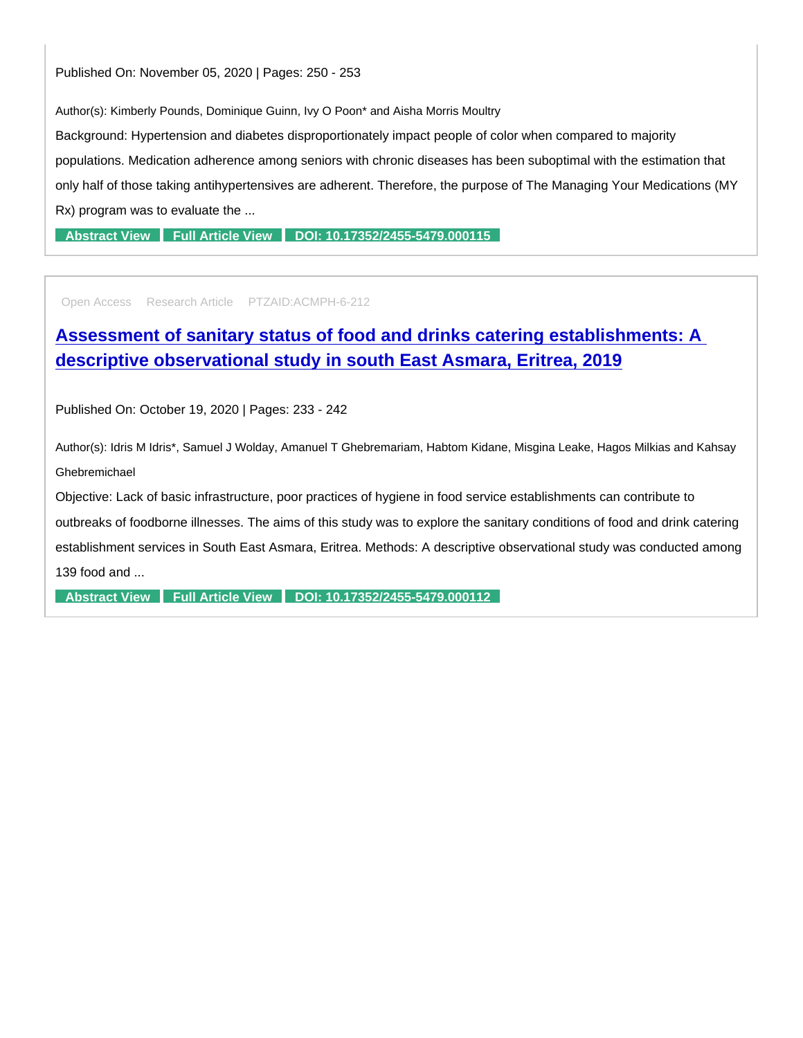Published On: November 05, 2020 | Pages: 250 - 253

Author(s): Kimberly Pounds, Dominique Guinn, Ivy O Poon* and Aisha Morris Moultry

Background: Hypertension and diabetes disproportionately impact people of color when compared to majority populations. Medication adherence among seniors with chronic diseases has been suboptimal with the estimation that only half of those taking antihypertensives are adherent. Therefore, the purpose of The Managing Your Medications (MY Rx) program was to evaluate the ...

Abstract View | Full Article View | DOI: 10.17352/2455-5479.000115

---

Open Access Research Article PTZAID:ACMPH-6-212

## Assessment of sanitary status of food and drinks catering establishments: A descriptive observational study in south East Asmara, Eritrea, 2019

Published On: October 19, 2020 | Pages: 233 - 242

Author(s): Idris M Idris*, Samuel J Wolday, Amanuel T Ghebremariam, Habtom Kidane, Misgina Leake, Hagos Milkias and Kahsay Ghebremichael

Objective: Lack of basic infrastructure, poor practices of hygiene in food service establishments can contribute to outbreaks of foodborne illnesses. The aims of this study was to explore the sanitary conditions of food and drink catering establishment services in South East Asmara, Eritrea. Methods: A descriptive observational study was conducted among 139 food and ...

Abstract View | Full Article View | DOI: 10.17352/2455-5479.000112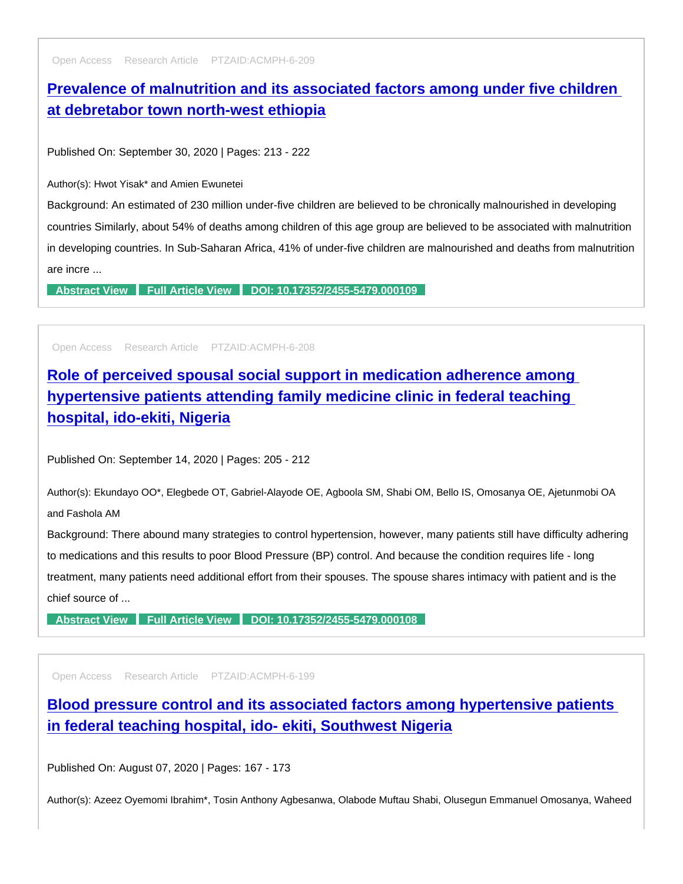Open Access Research Article PTZAID:ACMPH-6-209

## [Prevalence of malnutrition and its associated factors among under five children at debretabor town north-west ethiopia]

Published On: September 30, 2020 | Pages: 213 - 222

Author(s): Hwot Yisak* and Amien Ewunetei

Background: An estimated of 230 million under-five children are believed to be chronically malnourished in developing countries Similarly, about 54% of deaths among children of this age group are believed to be associated with malnutrition in developing countries. In Sub-Saharan Africa, 41% of under-five children are malnourished and deaths from malnutrition are incre ...

Abstract View | Full Article View | DOI: 10.17352/2455-5479.000109

---

Open Access Research Article PTZAID:ACMPH-6-208

## [Role of perceived spousal social support in medication adherence among hypertensive patients attending family medicine clinic in federal teaching hospital, ido-ekiti, Nigeria]

Published On: September 14, 2020 | Pages: 205 - 212

Author(s): Ekundayo OO*, Elegbede OT, Gabriel-Alayode OE, Agboola SM, Shabi OM, Bello IS, Omosanya OE, Ajetunmobi OA and Fashola AM

Background: There abound many strategies to control hypertension, however, many patients still have difficulty adhering to medications and this results to poor Blood Pressure (BP) control. And because the condition requires life - long treatment, many patients need additional effort from their spouses. The spouse shares intimacy with patient and is the chief source of ...

Abstract View | Full Article View | DOI: 10.17352/2455-5479.000108

---

Open Access Research Article PTZAID:ACMPH-6-199

## [Blood pressure control and its associated factors among hypertensive patients in federal teaching hospital, ido- ekiti, Southwest Nigeria]

Published On: August 07, 2020 | Pages: 167 - 173

Author(s): Azeez Oyemomi Ibrahim*, Tosin Anthony Agbesanwa, Olabode Muftau Shabi, Olusegun Emmanuel Omosanya, Waheed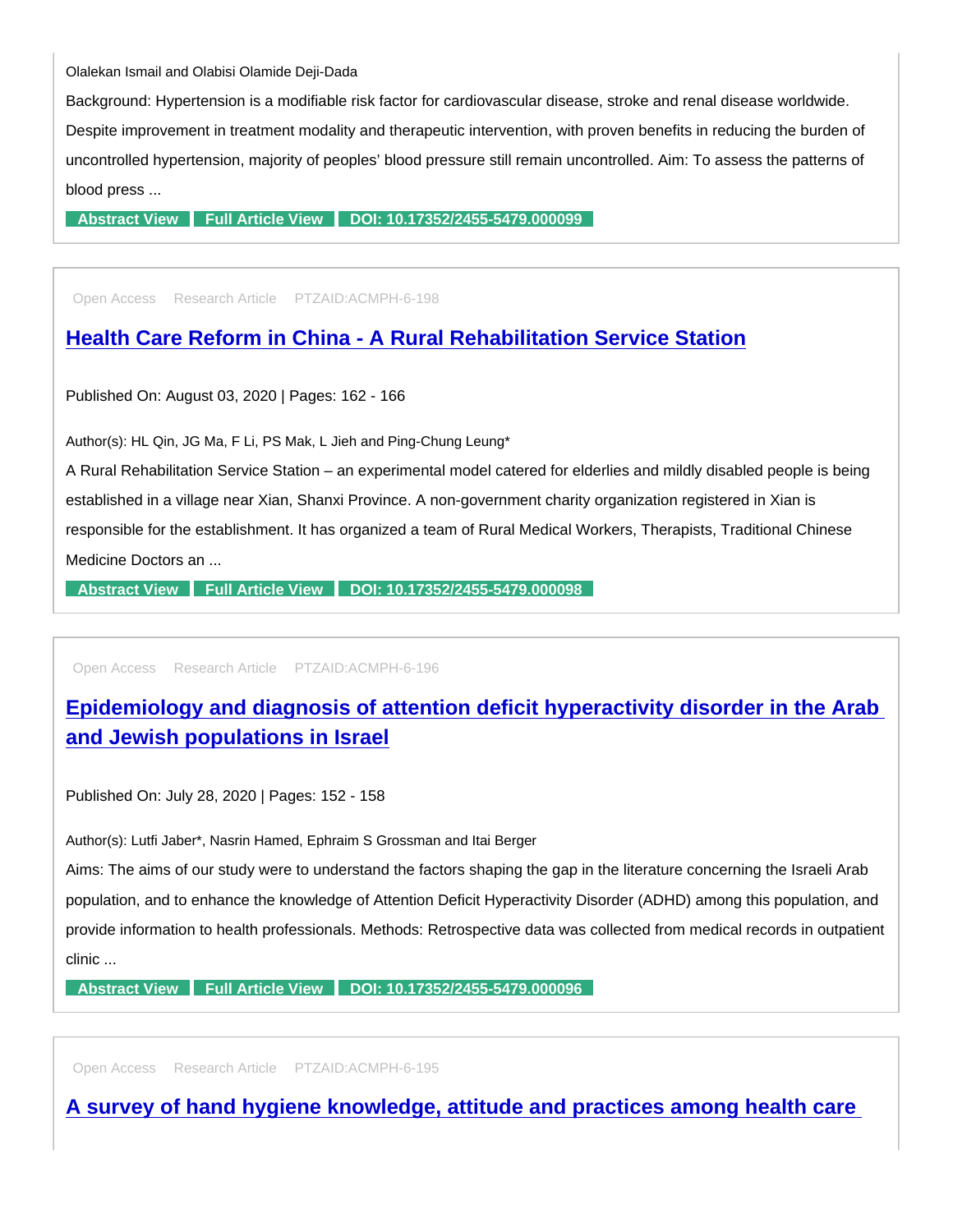Olalekan Ismail and Olabisi Olamide Deji-Dada

Background: Hypertension is a modifiable risk factor for cardiovascular disease, stroke and renal disease worldwide. Despite improvement in treatment modality and therapeutic intervention, with proven benefits in reducing the burden of uncontrolled hypertension, majority of peoples' blood pressure still remain uncontrolled. Aim: To assess the patterns of blood press ...

Abstract View | Full Article View | DOI: 10.17352/2455-5479.000099

---

Open Access | Research Article | PTZAID:ACMPH-6-198

## Health Care Reform in China - A Rural Rehabilitation Service Station

Published On: August 03, 2020 | Pages: 162 - 166

Author(s): HL Qin, JG Ma, F Li, PS Mak, L Jieh and Ping-Chung Leung*

A Rural Rehabilitation Service Station – an experimental model catered for elderlies and mildly disabled people is being established in a village near Xian, Shanxi Province. A non-government charity organization registered in Xian is responsible for the establishment. It has organized a team of Rural Medical Workers, Therapists, Traditional Chinese Medicine Doctors an ...

Abstract View | Full Article View | DOI: 10.17352/2455-5479.000098

---

Open Access | Research Article | PTZAID:ACMPH-6-196

## Epidemiology and diagnosis of attention deficit hyperactivity disorder in the Arab and Jewish populations in Israel

Published On: July 28, 2020 | Pages: 152 - 158

Author(s): Lutfi Jaber*, Nasrin Hamed, Ephraim S Grossman and Itai Berger

Aims: The aims of our study were to understand the factors shaping the gap in the literature concerning the Israeli Arab population, and to enhance the knowledge of Attention Deficit Hyperactivity Disorder (ADHD) among this population, and provide information to health professionals. Methods: Retrospective data was collected from medical records in outpatient clinic ...

Abstract View | Full Article View | DOI: 10.17352/2455-5479.000096

---

Open Access | Research Article | PTZAID:ACMPH-6-195

## A survey of hand hygiene knowledge, attitude and practices among health care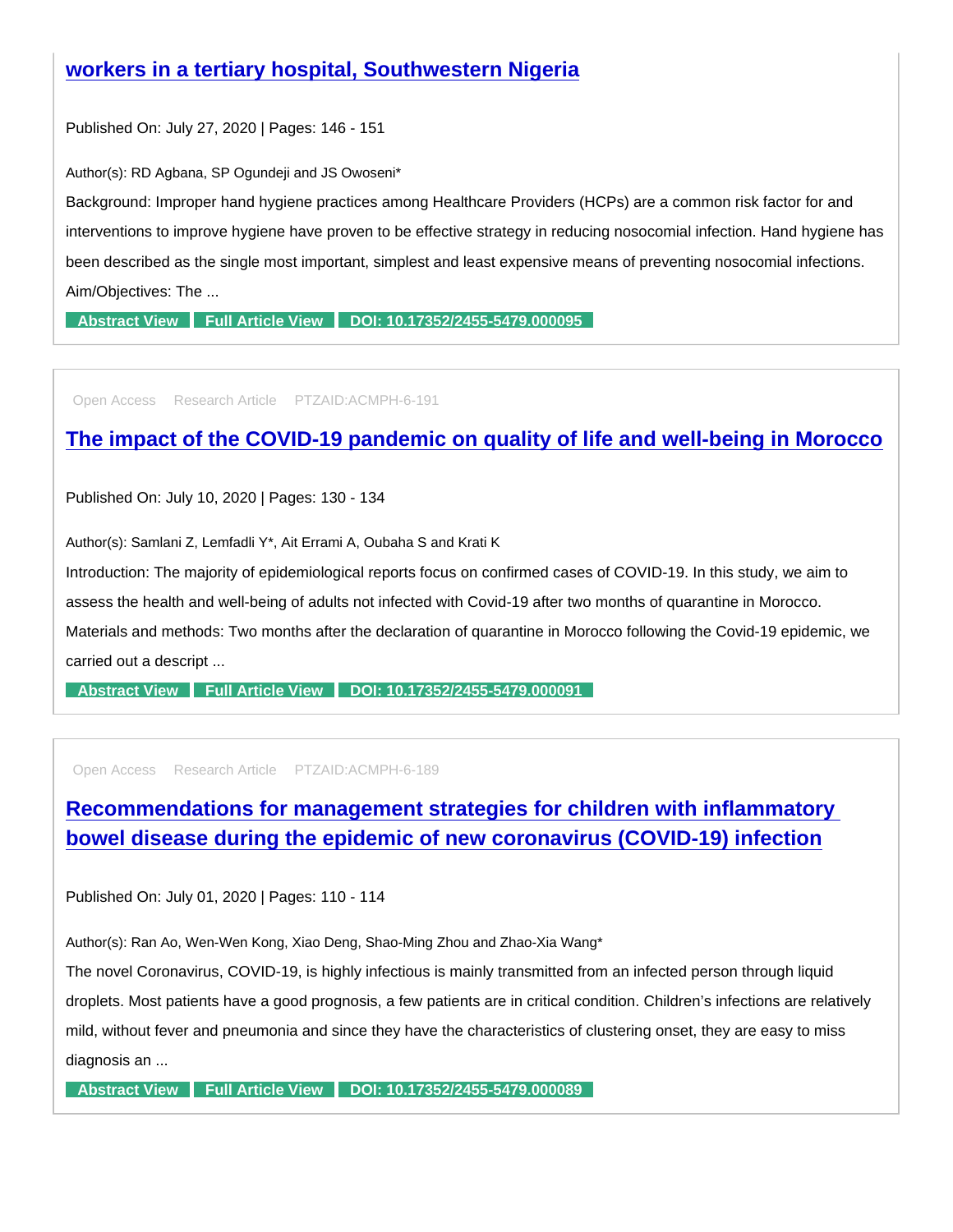## workers in a tertiary hospital, Southwestern Nigeria

Published On: July 27, 2020 | Pages: 146 - 151

Author(s): RD Agbana, SP Ogundeji and JS Owoseni*

Background: Improper hand hygiene practices among Healthcare Providers (HCPs) are a common risk factor for and interventions to improve hygiene have proven to be effective strategy in reducing nosocomial infection. Hand hygiene has been described as the single most important, simplest and least expensive means of preventing nosocomial infections. Aim/Objectives: The ...

Abstract View | Full Article View | DOI: 10.17352/2455-5479.000095

---

Open Access | Research Article | PTZAID:ACMPH-6-191

## The impact of the COVID-19 pandemic on quality of life and well-being in Morocco

Published On: July 10, 2020 | Pages: 130 - 134

Author(s): Samlani Z, Lemfadli Y*, Ait Errami A, Oubaha S and Krati K

Introduction: The majority of epidemiological reports focus on confirmed cases of COVID-19. In this study, we aim to assess the health and well-being of adults not infected with Covid-19 after two months of quarantine in Morocco. Materials and methods: Two months after the declaration of quarantine in Morocco following the Covid-19 epidemic, we carried out a descript ...

Abstract View | Full Article View | DOI: 10.17352/2455-5479.000091

---

Open Access | Research Article | PTZAID:ACMPH-6-189

## Recommendations for management strategies for children with inflammatory bowel disease during the epidemic of new coronavirus (COVID-19) infection

Published On: July 01, 2020 | Pages: 110 - 114

Author(s): Ran Ao, Wen-Wen Kong, Xiao Deng, Shao-Ming Zhou and Zhao-Xia Wang*

The novel Coronavirus, COVID-19, is highly infectious is mainly transmitted from an infected person through liquid droplets. Most patients have a good prognosis, a few patients are in critical condition. Children's infections are relatively mild, without fever and pneumonia and since they have the characteristics of clustering onset, they are easy to miss diagnosis an ...

Abstract View | Full Article View | DOI: 10.17352/2455-5479.000089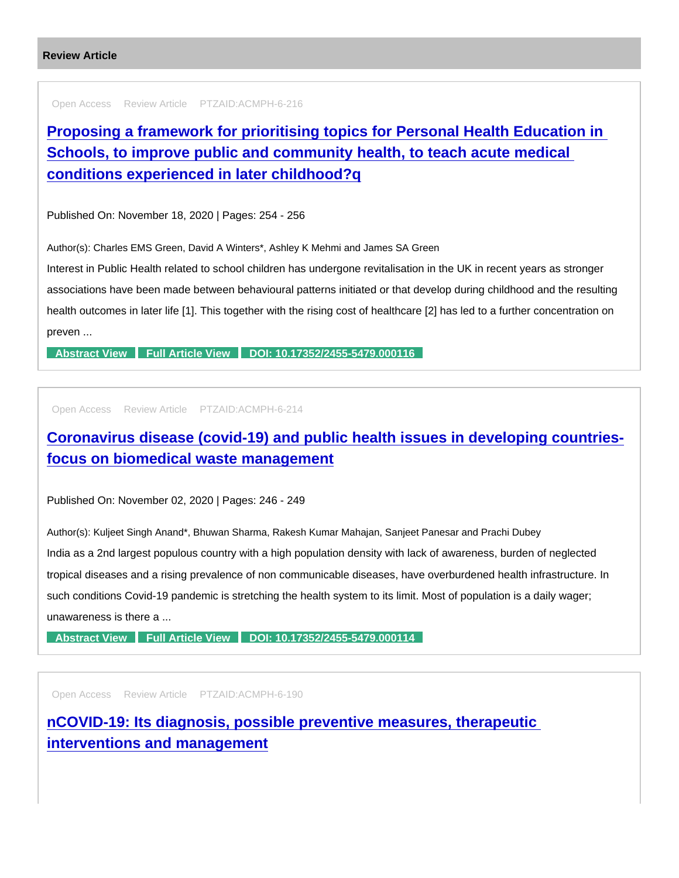## Review Article

Open Access Review Article PTZAID:ACMPH-6-216

### [Proposing a framework for prioritising topics for Personal Health Education in Schools, to improve public and community health, to teach acute medical conditions experienced in later childhood?q]

Published On: November 18, 2020 | Pages: 254 - 256

Author(s): Charles EMS Green, David A Winters*, Ashley K Mehmi and James SA Green

Interest in Public Health related to school children has undergone revitalisation in the UK in recent years as stronger associations have been made between behavioural patterns initiated or that develop during childhood and the resulting health outcomes in later life [1]. This together with the rising cost of healthcare [2] has led to a further concentration on preven ...

**Abstract View** **Full Article View** **DOI: 10.17352/2455-5479.000116**

Open Access Review Article PTZAID:ACMPH-6-214

### [Coronavirus disease (covid-19) and public health issues in developing countries-focus on biomedical waste management]

Published On: November 02, 2020 | Pages: 246 - 249

Author(s): Kuljeet Singh Anand*, Bhuwan Sharma, Rakesh Kumar Mahajan, Sanjeet Panesar and Prachi Dubey

India as a 2nd largest populous country with a high population density with lack of awareness, burden of neglected tropical diseases and a rising prevalence of non communicable diseases, have overburdened health infrastructure. In such conditions Covid-19 pandemic is stretching the health system to its limit. Most of population is a daily wager; unawareness is there a ...

**Abstract View** **Full Article View** **DOI: 10.17352/2455-5479.000114**

Open Access Review Article PTZAID:ACMPH-6-190

### [nCOVID-19: Its diagnosis, possible preventive measures, therapeutic interventions and management]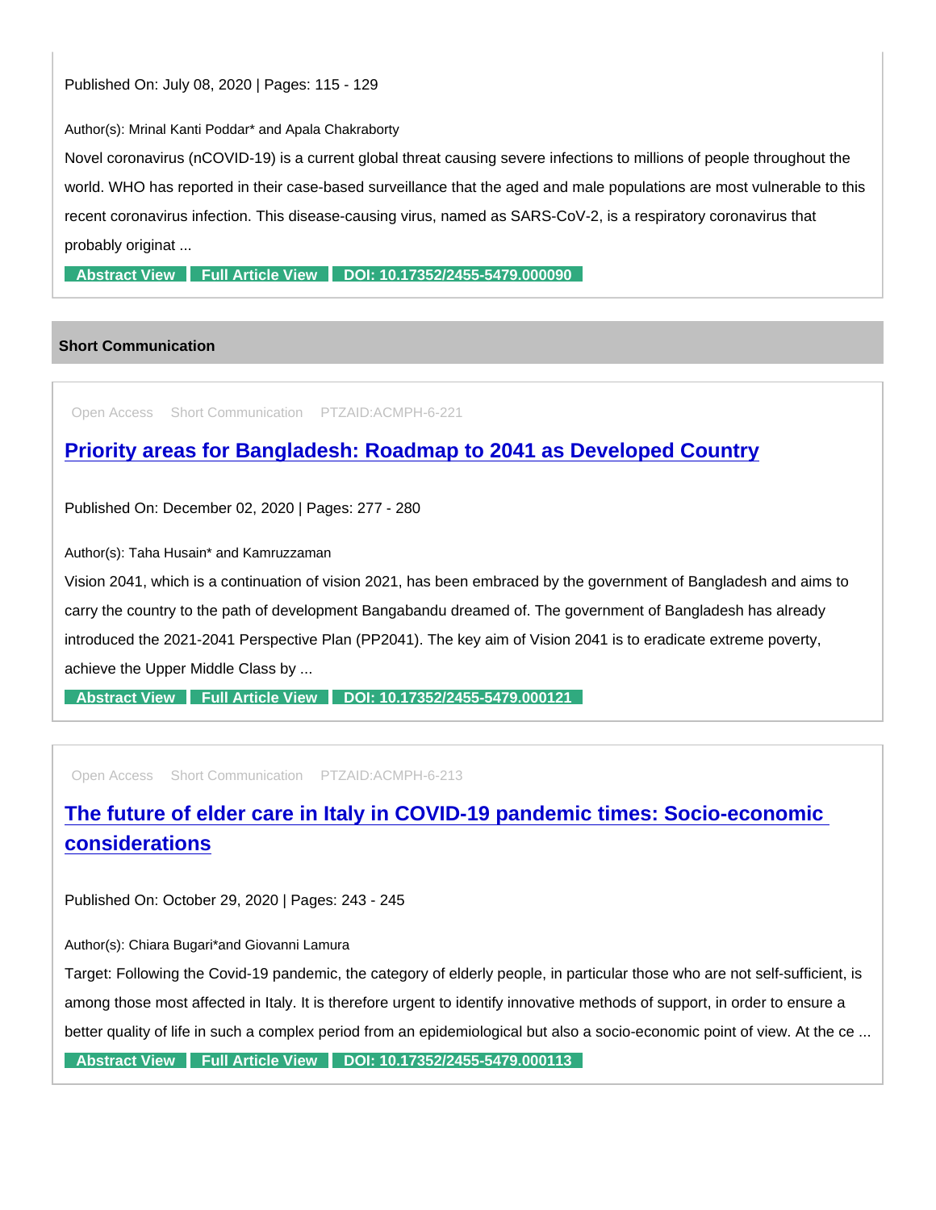Published On: July 08, 2020 | Pages: 115 - 129

Author(s): Mrinal Kanti Poddar* and Apala Chakraborty

Novel coronavirus (nCOVID-19) is a current global threat causing severe infections to millions of people throughout the world. WHO has reported in their case-based surveillance that the aged and male populations are most vulnerable to this recent coronavirus infection. This disease-causing virus, named as SARS-CoV-2, is a respiratory coronavirus that probably originat ...

Abstract View | Full Article View | DOI: 10.17352/2455-5479.000090

## Short Communication

Open Access Short Communication PTZAID:ACMPH-6-221

### Priority areas for Bangladesh: Roadmap to 2041 as Developed Country

Published On: December 02, 2020 | Pages: 277 - 280

Author(s): Taha Husain* and Kamruzzaman

Vision 2041, which is a continuation of vision 2021, has been embraced by the government of Bangladesh and aims to carry the country to the path of development Bangabandu dreamed of. The government of Bangladesh has already introduced the 2021-2041 Perspective Plan (PP2041). The key aim of Vision 2041 is to eradicate extreme poverty, achieve the Upper Middle Class by ...

Abstract View | Full Article View | DOI: 10.17352/2455-5479.000121

Open Access Short Communication PTZAID:ACMPH-6-213

### The future of elder care in Italy in COVID-19 pandemic times: Socio-economic considerations

Published On: October 29, 2020 | Pages: 243 - 245

Author(s): Chiara Bugari*and Giovanni Lamura

Target: Following the Covid-19 pandemic, the category of elderly people, in particular those who are not self-sufficient, is among those most affected in Italy. It is therefore urgent to identify innovative methods of support, in order to ensure a better quality of life in such a complex period from an epidemiological but also a socio-economic point of view. At the ce ...

Abstract View | Full Article View | DOI: 10.17352/2455-5479.000113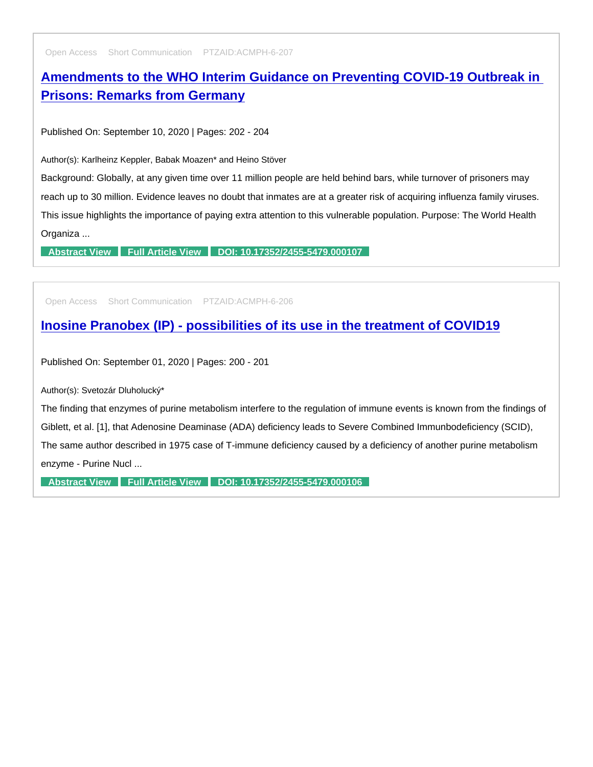Open Access Short Communication PTZAID:ACMPH-6-207

## Amendments to the WHO Interim Guidance on Preventing COVID-19 Outbreak in Prisons: Remarks from Germany

Published On: September 10, 2020 | Pages: 202 - 204

Author(s): Karlheinz Keppler, Babak Moazen* and Heino Stöver

Background: Globally, at any given time over 11 million people are held behind bars, while turnover of prisoners may reach up to 30 million. Evidence leaves no doubt that inmates are at a greater risk of acquiring influenza family viruses. This issue highlights the importance of paying extra attention to this vulnerable population. Purpose: The World Health Organiza ...

**Abstract View** **Full Article View** **DOI: 10.17352/2455-5479.000107**

---

Open Access Short Communication PTZAID:ACMPH-6-206

## Inosine Pranobex (IP) - possibilities of its use in the treatment of COVID19

Published On: September 01, 2020 | Pages: 200 - 201

Author(s): Svetozár Dluholucký*

The finding that enzymes of purine metabolism interfere to the regulation of immune events is known from the findings of Giblett, et al. [1], that Adenosine Deaminase (ADA) deficiency leads to Severe Combined Immunbodeficiency (SCID), The same author described in 1975 case of T-immune deficiency caused by a deficiency of another purine metabolism enzyme - Purine Nucl ...

**Abstract View** **Full Article View** **DOI: 10.17352/2455-5479.000106**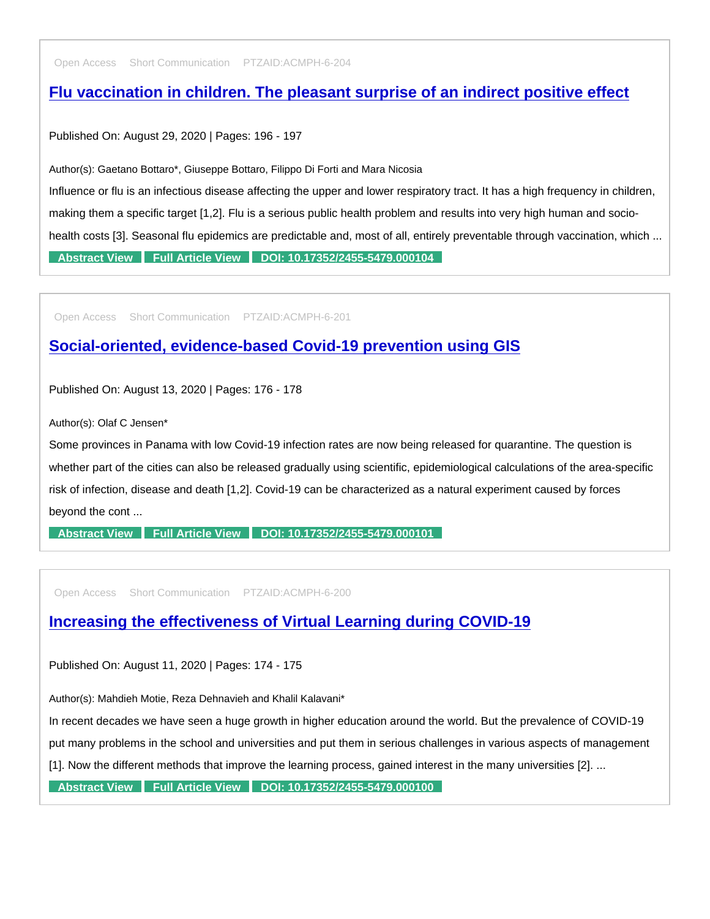Open Access Short Communication PTZAID:ACMPH-6-204

## Flu vaccination in children. The pleasant surprise of an indirect positive effect

Published On: August 29, 2020 | Pages: 196 - 197

Author(s): Gaetano Bottaro*, Giuseppe Bottaro, Filippo Di Forti and Mara Nicosia

Influence or flu is an infectious disease affecting the upper and lower respiratory tract. It has a high frequency in children, making them a specific target [1,2]. Flu is a serious public health problem and results into very high human and socio-health costs [3]. Seasonal flu epidemics are predictable and, most of all, entirely preventable through vaccination, which ...

**Abstract View** **Full Article View** **DOI: 10.17352/2455-5479.000104**

---

Open Access Short Communication PTZAID:ACMPH-6-201

## Social-oriented, evidence-based Covid-19 prevention using GIS

Published On: August 13, 2020 | Pages: 176 - 178

Author(s): Olaf C Jensen*

Some provinces in Panama with low Covid-19 infection rates are now being released for quarantine. The question is whether part of the cities can also be released gradually using scientific, epidemiological calculations of the area-specific risk of infection, disease and death [1,2]. Covid-19 can be characterized as a natural experiment caused by forces beyond the cont ...

**Abstract View** **Full Article View** **DOI: 10.17352/2455-5479.000101**

---

Open Access Short Communication PTZAID:ACMPH-6-200

## Increasing the effectiveness of Virtual Learning during COVID-19

Published On: August 11, 2020 | Pages: 174 - 175

Author(s): Mahdieh Motie, Reza Dehnavieh and Khalil Kalavani*

In recent decades we have seen a huge growth in higher education around the world. But the prevalence of COVID-19 put many problems in the school and universities and put them in serious challenges in various aspects of management [1]. Now the different methods that improve the learning process, gained interest in the many universities [2]. ...

**Abstract View** **Full Article View** **DOI: 10.17352/2455-5479.000100**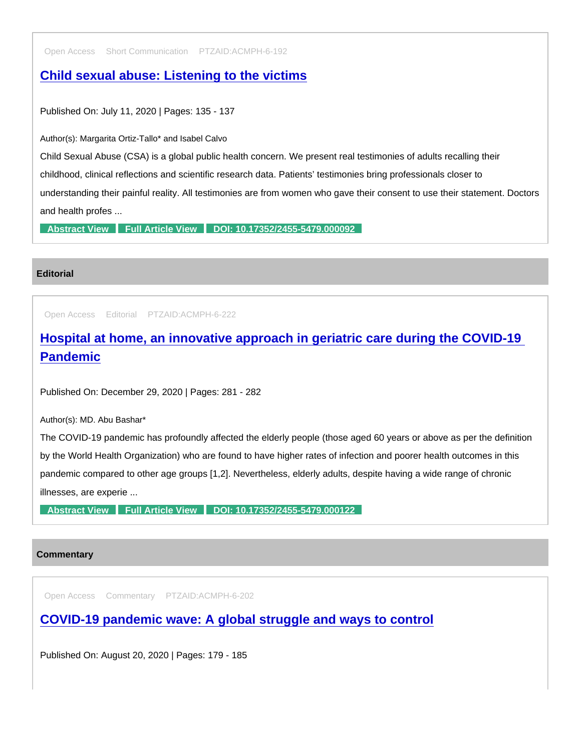Open Access Short Communication PTZAID:ACMPH-6-192

### [Child sexual abuse: Listening to the victims]

Published On: July 11, 2020 | Pages: 135 - 137

Author(s): Margarita Ortiz-Tallo* and Isabel Calvo

Child Sexual Abuse (CSA) is a global public health concern. We present real testimonies of adults recalling their childhood, clinical reflections and scientific research data. Patients' testimonies bring professionals closer to understanding their painful reality. All testimonies are from women who gave their consent to use their statement. Doctors and health profes ...

**Abstract View** **Full Article View** **DOI: 10.17352/2455-5479.000092**

## Editorial

Open Access Editorial PTZAID:ACMPH-6-222

### [Hospital at home, an innovative approach in geriatric care during the COVID-19 Pandemic]

Published On: December 29, 2020 | Pages: 281 - 282

Author(s): MD. Abu Bashar*

The COVID-19 pandemic has profoundly affected the elderly people (those aged 60 years or above as per the definition by the World Health Organization) who are found to have higher rates of infection and poorer health outcomes in this pandemic compared to other age groups [1,2]. Nevertheless, elderly adults, despite having a wide range of chronic illnesses, are experie ...

**Abstract View** **Full Article View** **DOI: 10.17352/2455-5479.000122**

## Commentary

Open Access Commentary PTZAID:ACMPH-6-202

### [COVID-19 pandemic wave: A global struggle and ways to control]

Published On: August 20, 2020 | Pages: 179 - 185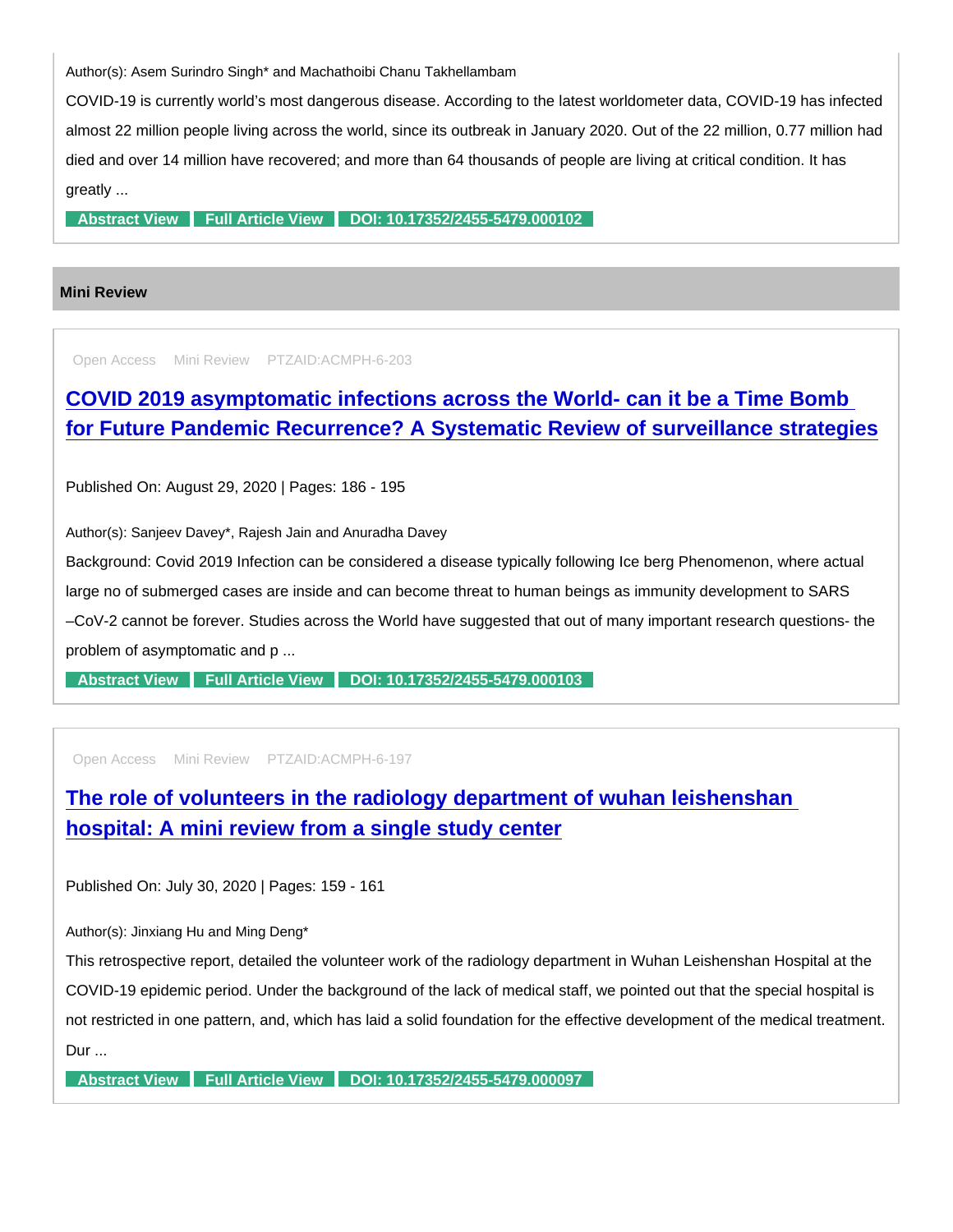Author(s): Asem Surindro Singh* and Machathoibi Chanu Takhellambam

COVID-19 is currently world's most dangerous disease. According to the latest worldometer data, COVID-19 has infected almost 22 million people living across the world, since its outbreak in January 2020. Out of the 22 million, 0.77 million had died and over 14 million have recovered; and more than 64 thousands of people are living at critical condition. It has greatly ...

Abstract View | Full Article View | DOI: 10.17352/2455-5479.000102

## Mini Review

Open Access   Mini Review   PTZAID:ACMPH-6-203

### COVID 2019 asymptomatic infections across the World- can it be a Time Bomb for Future Pandemic Recurrence? A Systematic Review of surveillance strategies

Published On: August 29, 2020 | Pages: 186 - 195

Author(s): Sanjeev Davey*, Rajesh Jain and Anuradha Davey

Background: Covid 2019 Infection can be considered a disease typically following Ice berg Phenomenon, where actual large no of submerged cases are inside and can become threat to human beings as immunity development to SARS –CoV-2 cannot be forever. Studies across the World have suggested that out of many important research questions- the problem of asymptomatic and p ...

Abstract View | Full Article View | DOI: 10.17352/2455-5479.000103

Open Access   Mini Review   PTZAID:ACMPH-6-197

### The role of volunteers in the radiology department of wuhan leishenshan hospital: A mini review from a single study center

Published On: July 30, 2020 | Pages: 159 - 161

Author(s): Jinxiang Hu and Ming Deng*

This retrospective report, detailed the volunteer work of the radiology department in Wuhan Leishenshan Hospital at the COVID-19 epidemic period. Under the background of the lack of medical staff, we pointed out that the special hospital is not restricted in one pattern, and, which has laid a solid foundation for the effective development of the medical treatment. Dur ...

Abstract View | Full Article View | DOI: 10.17352/2455-5479.000097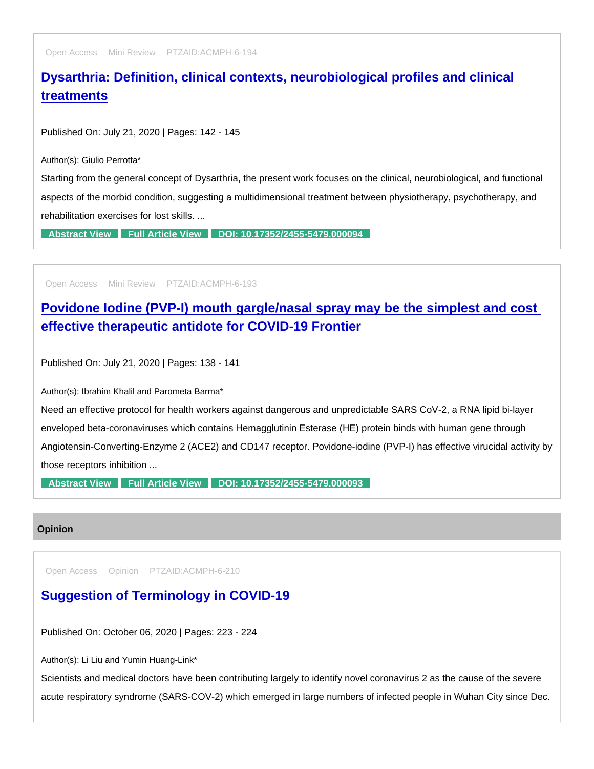Open Access Mini Review PTZAID:ACMPH-6-194

### Dysarthria: Definition, clinical contexts, neurobiological profiles and clinical treatments

Published On: July 21, 2020 | Pages: 142 - 145

Author(s): Giulio Perrotta*

Starting from the general concept of Dysarthria, the present work focuses on the clinical, neurobiological, and functional aspects of the morbid condition, suggesting a multidimensional treatment between physiotherapy, psychotherapy, and rehabilitation exercises for lost skills. ...

Abstract View | Full Article View | DOI: 10.17352/2455-5479.000094

---

Open Access Mini Review PTZAID:ACMPH-6-193

### Povidone Iodine (PVP-I) mouth gargle/nasal spray may be the simplest and cost effective therapeutic antidote for COVID-19 Frontier

Published On: July 21, 2020 | Pages: 138 - 141

Author(s): Ibrahim Khalil and Parometa Barma*

Need an effective protocol for health workers against dangerous and unpredictable SARS CoV-2, a RNA lipid bi-layer enveloped beta-coronaviruses which contains Hemagglutinin Esterase (HE) protein binds with human gene through Angiotensin-Converting-Enzyme 2 (ACE2) and CD147 receptor. Povidone-iodine (PVP-I) has effective virucidal activity by those receptors inhibition ...

Abstract View | Full Article View | DOI: 10.17352/2455-5479.000093

---

## Opinion

Open Access Opinion PTZAID:ACMPH-6-210

### Suggestion of Terminology in COVID-19

Published On: October 06, 2020 | Pages: 223 - 224

Author(s): Li Liu and Yumin Huang-Link*

Scientists and medical doctors have been contributing largely to identify novel coronavirus 2 as the cause of the severe acute respiratory syndrome (SARS-COV-2) which emerged in large numbers of infected people in Wuhan City since Dec.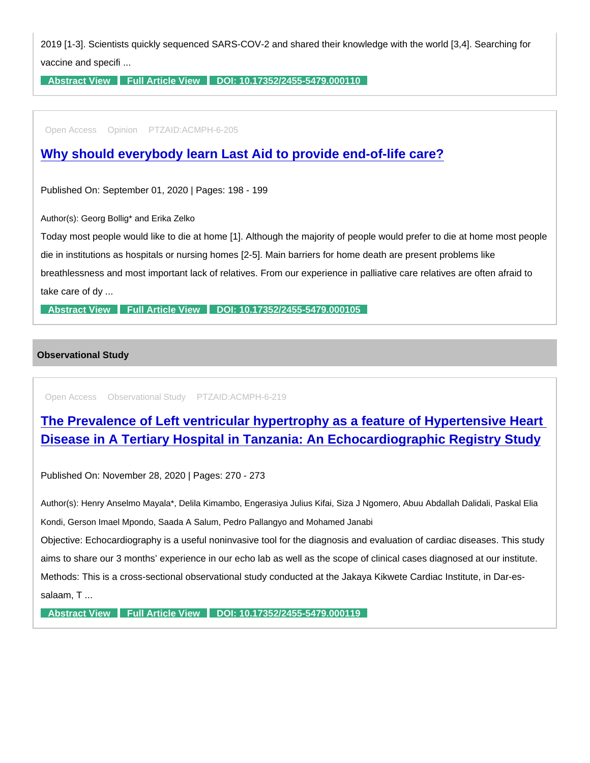2019 [1-3]. Scientists quickly sequenced SARS-COV-2 and shared their knowledge with the world [3,4]. Searching for vaccine and specifi ...

Abstract View | Full Article View | DOI: 10.17352/2455-5479.000110

---

Open Access | Opinion | PTZAID:ACMPH-6-205

### Why should everybody learn Last Aid to provide end-of-life care?

Published On: September 01, 2020 | Pages: 198 - 199

Author(s): Georg Bollig* and Erika Zelko

Today most people would like to die at home [1]. Although the majority of people would prefer to die at home most people die in institutions as hospitals or nursing homes [2-5]. Main barriers for home death are present problems like breathlessness and most important lack of relatives. From our experience in palliative care relatives are often afraid to take care of dy ...

Abstract View | Full Article View | DOI: 10.17352/2455-5479.000105

---

## Observational Study

Open Access | Observational Study | PTZAID:ACMPH-6-219

### The Prevalence of Left ventricular hypertrophy as a feature of Hypertensive Heart Disease in A Tertiary Hospital in Tanzania: An Echocardiographic Registry Study

Published On: November 28, 2020 | Pages: 270 - 273

Author(s): Henry Anselmo Mayala*, Delila Kimambo, Engerasiya Julius Kifai, Siza J Ngomero, Abuu Abdallah Dalidali, Paskal Elia Kondi, Gerson Imael Mpondo, Saada A Salum, Pedro Pallangyo and Mohamed Janabi

Objective: Echocardiography is a useful noninvasive tool for the diagnosis and evaluation of cardiac diseases. This study aims to share our 3 months' experience in our echo lab as well as the scope of clinical cases diagnosed at our institute. Methods: This is a cross-sectional observational study conducted at the Jakaya Kikwete Cardiac Institute, in Dar-es-salaam, T ...

Abstract View | Full Article View | DOI: 10.17352/2455-5479.000119